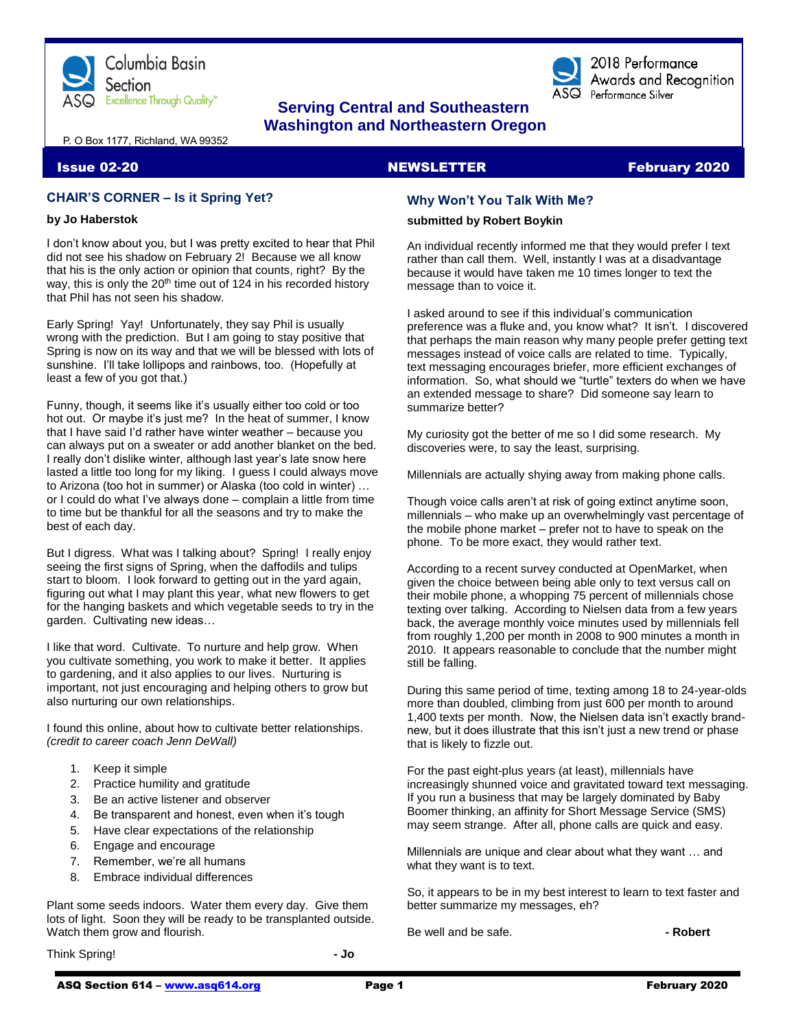Columbia Basin Section

ASQ Excellence Through Quality™

2018 Performance Awards and Recognition

Performance Silver

**Serving Central and Southeastern Washington and Northeastern Oregon**

P. O Box 1177, Richland, WA 99352

**Issue 02-20** **NEWSLETTER** **February 2020**

## CHAIR'S CORNER – Is it Spring Yet?

**by Jo Haberstok**

I don't know about you, but I was pretty excited to hear that Phil did not see his shadow on February 2! Because we all know that his is the only action or opinion that counts, right? By the way, this is only the 20th time out of 124 in his recorded history that Phil has not seen his shadow.

Early Spring! Yay! Unfortunately, they say Phil is usually wrong with the prediction. But I am going to stay positive that Spring is now on its way and that we will be blessed with lots of sunshine. I'll take lollipops and rainbows, too. (Hopefully at least a few of you got that.)

Funny, though, it seems like it's usually either too cold or too hot out. Or maybe it's just me? In the heat of summer, I know that I have said I'd rather have winter weather – because you can always put on a sweater or add another blanket on the bed. I really don't dislike winter, although last year's late snow here lasted a little too long for my liking. I guess I could always move to Arizona (too hot in summer) or Alaska (too cold in winter) … or I could do what I've always done – complain a little from time to time but be thankful for all the seasons and try to make the best of each day.

But I digress. What was I talking about? Spring! I really enjoy seeing the first signs of Spring, when the daffodils and tulips start to bloom. I look forward to getting out in the yard again, figuring out what I may plant this year, what new flowers to get for the hanging baskets and which vegetable seeds to try in the garden. Cultivating new ideas…

I like that word. Cultivate. To nurture and help grow. When you cultivate something, you work to make it better. It applies to gardening, and it also applies to our lives. Nurturing is important, not just encouraging and helping others to grow but also nurturing our own relationships.

I found this online, about how to cultivate better relationships. *(credit to career coach Jenn DeWall)*

1. Keep it simple
2. Practice humility and gratitude
3. Be an active listener and observer
4. Be transparent and honest, even when it's tough
5. Have clear expectations of the relationship
6. Engage and encourage
7. Remember, we're all humans
8. Embrace individual differences

Plant some seeds indoors. Water them every day. Give them lots of light. Soon they will be ready to be transplanted outside. Watch them grow and flourish.

Think Spring! **- Jo**

## Why Won't You Talk With Me?

**submitted by Robert Boykin**

An individual recently informed me that they would prefer I text rather than call them. Well, instantly I was at a disadvantage because it would have taken me 10 times longer to text the message than to voice it.

I asked around to see if this individual's communication preference was a fluke and, you know what? It isn't. I discovered that perhaps the main reason why many people prefer getting text messages instead of voice calls are related to time. Typically, text messaging encourages briefer, more efficient exchanges of information. So, what should we "turtle" texters do when we have an extended message to share? Did someone say learn to summarize better?

My curiosity got the better of me so I did some research. My discoveries were, to say the least, surprising.

Millennials are actually shying away from making phone calls.

Though voice calls aren't at risk of going extinct anytime soon, millennials – who make up an overwhelmingly vast percentage of the mobile phone market – prefer not to have to speak on the phone. To be more exact, they would rather text.

According to a recent survey conducted at OpenMarket, when given the choice between being able only to text versus call on their mobile phone, a whopping 75 percent of millennials chose texting over talking. According to Nielsen data from a few years back, the average monthly voice minutes used by millennials fell from roughly 1,200 per month in 2008 to 900 minutes a month in 2010. It appears reasonable to conclude that the number might still be falling.

During this same period of time, texting among 18 to 24-year-olds more than doubled, climbing from just 600 per month to around 1,400 texts per month. Now, the Nielsen data isn't exactly brand-new, but it does illustrate that this isn't just a new trend or phase that is likely to fizzle out.

For the past eight-plus years (at least), millennials have increasingly shunned voice and gravitated toward text messaging. If you run a business that may be largely dominated by Baby Boomer thinking, an affinity for Short Message Service (SMS) may seem strange. After all, phone calls are quick and easy.

Millennials are unique and clear about what they want … and what they want is to text.

So, it appears to be in my best interest to learn to text faster and better summarize my messages, eh?

Be well and be safe. **- Robert**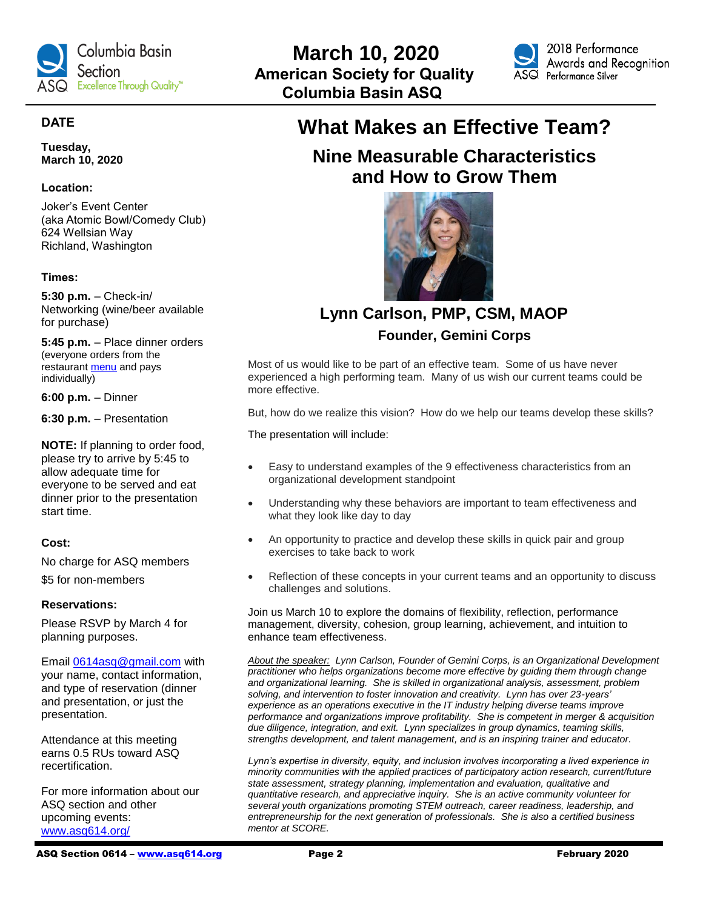# March 10, 2020
## American Society for Quality
## Columbia Basin ASQ

### DATE

**Tuesday, March 10, 2020**

**Location:**

Joker's Event Center
(aka Atomic Bowl/Comedy Club)
624 Wellsian Way
Richland, Washington

**Times:**

**5:30 p.m.** – Check-in/ Networking (wine/beer available for purchase)

**5:45 p.m.** – Place dinner orders (everyone orders from the restaurant menu and pays individually)

**6:00 p.m.** – Dinner

**6:30 p.m.** – Presentation

**NOTE:** If planning to order food, please try to arrive by 5:45 to allow adequate time for everyone to be served and eat dinner prior to the presentation start time.

**Cost:**

No charge for ASQ members

$5 for non-members

**Reservations:**

Please RSVP by March 4 for planning purposes.

Email 0614asq@gmail.com with your name, contact information, and type of reservation (dinner and presentation, or just the presentation.

Attendance at this meeting earns 0.5 RUs toward ASQ recertification.

For more information about our ASQ section and other upcoming events: www.asq614.org/

# What Makes an Effective Team?

## Nine Measurable Characteristics and How to Grow Them

### Lynn Carlson, PMP, CSM, MAOP

**Founder, Gemini Corps**

Most of us would like to be part of an effective team. Some of us have never experienced a high performing team. Many of us wish our current teams could be more effective.

But, how do we realize this vision? How do we help our teams develop these skills?

The presentation will include:

- Easy to understand examples of the 9 effectiveness characteristics from an organizational development standpoint
- Understanding why these behaviors are important to team effectiveness and what they look like day to day
- An opportunity to practice and develop these skills in quick pair and group exercises to take back to work
- Reflection of these concepts in your current teams and an opportunity to discuss challenges and solutions.

Join us March 10 to explore the domains of flexibility, reflection, performance management, diversity, cohesion, group learning, achievement, and intuition to enhance team effectiveness.

*About the speaker: Lynn Carlson, Founder of Gemini Corps, is an Organizational Development practitioner who helps organizations become more effective by guiding them through change and organizational learning. She is skilled in organizational analysis, assessment, problem solving, and intervention to foster innovation and creativity. Lynn has over 23-years' experience as an operations executive in the IT industry helping diverse teams improve performance and organizations improve profitability. She is competent in merger & acquisition due diligence, integration, and exit. Lynn specializes in group dynamics, teaming skills, strengths development, and talent management, and is an inspiring trainer and educator.*

*Lynn's expertise in diversity, equity, and inclusion involves incorporating a lived experience in minority communities with the applied practices of participatory action research, current/future state assessment, strategy planning, implementation and evaluation, qualitative and quantitative research, and appreciative inquiry. She is an active community volunteer for several youth organizations promoting STEM outreach, career readiness, leadership, and entrepreneurship for the next generation of professionals. She is also a certified business mentor at SCORE.*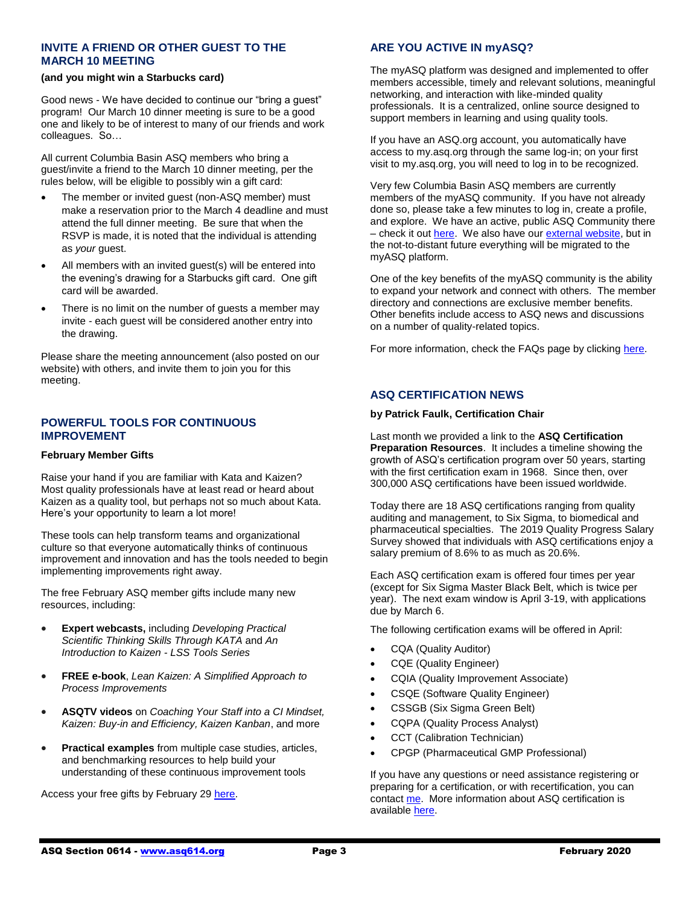## INVITE A FRIEND OR OTHER GUEST TO THE MARCH 10 MEETING

**(and you might win a Starbucks card)**

Good news - We have decided to continue our "bring a guest" program! Our March 10 dinner meeting is sure to be a good one and likely to be of interest to many of our friends and work colleagues. So…

All current Columbia Basin ASQ members who bring a guest/invite a friend to the March 10 dinner meeting, per the rules below, will be eligible to possibly win a gift card:

- The member or invited guest (non-ASQ member) must make a reservation prior to the March 4 deadline and must attend the full dinner meeting. Be sure that when the RSVP is made, it is noted that the individual is attending as *your* guest.
- All members with an invited guest(s) will be entered into the evening's drawing for a Starbucks gift card. One gift card will be awarded.
- There is no limit on the number of guests a member may invite - each guest will be considered another entry into the drawing.

Please share the meeting announcement (also posted on our website) with others, and invite them to join you for this meeting.

## POWERFUL TOOLS FOR CONTINUOUS IMPROVEMENT

**February Member Gifts**

Raise your hand if you are familiar with Kata and Kaizen? Most quality professionals have at least read or heard about Kaizen as a quality tool, but perhaps not so much about Kata. Here's your opportunity to learn a lot more!

These tools can help transform teams and organizational culture so that everyone automatically thinks of continuous improvement and innovation and has the tools needed to begin implementing improvements right away.

The free February ASQ member gifts include many new resources, including:

- **Expert webcasts,** including *Developing Practical Scientific Thinking Skills Through KATA* and *An Introduction to Kaizen - LSS Tools Series*
- **FREE e-book**, *Lean Kaizen: A Simplified Approach to Process Improvements*
- **ASQTV videos** on *Coaching Your Staff into a CI Mindset, Kaizen: Buy-in and Efficiency, Kaizen Kanban*, and more
- **Practical examples** from multiple case studies, articles, and benchmarking resources to help build your understanding of these continuous improvement tools

Access your free gifts by February 29 here.

## ARE YOU ACTIVE IN myASQ?

The myASQ platform was designed and implemented to offer members accessible, timely and relevant solutions, meaningful networking, and interaction with like-minded quality professionals. It is a centralized, online source designed to support members in learning and using quality tools.

If you have an ASQ.org account, you automatically have access to my.asq.org through the same log-in; on your first visit to my.asq.org, you will need to log in to be recognized.

Very few Columbia Basin ASQ members are currently members of the myASQ community. If you have not already done so, please take a few minutes to log in, create a profile, and explore. We have an active, public ASQ Community there – check it out here. We also have our external website, but in the not-to-distant future everything will be migrated to the myASQ platform.

One of the key benefits of the myASQ community is the ability to expand your network and connect with others. The member directory and connections are exclusive member benefits. Other benefits include access to ASQ news and discussions on a number of quality-related topics.

For more information, check the FAQs page by clicking here.

## ASQ CERTIFICATION NEWS

**by Patrick Faulk, Certification Chair**

Last month we provided a link to the **ASQ Certification Preparation Resources**. It includes a timeline showing the growth of ASQ's certification program over 50 years, starting with the first certification exam in 1968. Since then, over 300,000 ASQ certifications have been issued worldwide.

Today there are 18 ASQ certifications ranging from quality auditing and management, to Six Sigma, to biomedical and pharmaceutical specialties. The 2019 Quality Progress Salary Survey showed that individuals with ASQ certifications enjoy a salary premium of 8.6% to as much as 20.6%.

Each ASQ certification exam is offered four times per year (except for Six Sigma Master Black Belt, which is twice per year). The next exam window is April 3-19, with applications due by March 6.

The following certification exams will be offered in April:

- CQA (Quality Auditor)
- CQE (Quality Engineer)
- CQIA (Quality Improvement Associate)
- CSQE (Software Quality Engineer)
- CSSGB (Six Sigma Green Belt)
- CQPA (Quality Process Analyst)
- CCT (Calibration Technician)
- CPGP (Pharmaceutical GMP Professional)

If you have any questions or need assistance registering or preparing for a certification, or with recertification, you can contact me. More information about ASQ certification is available here.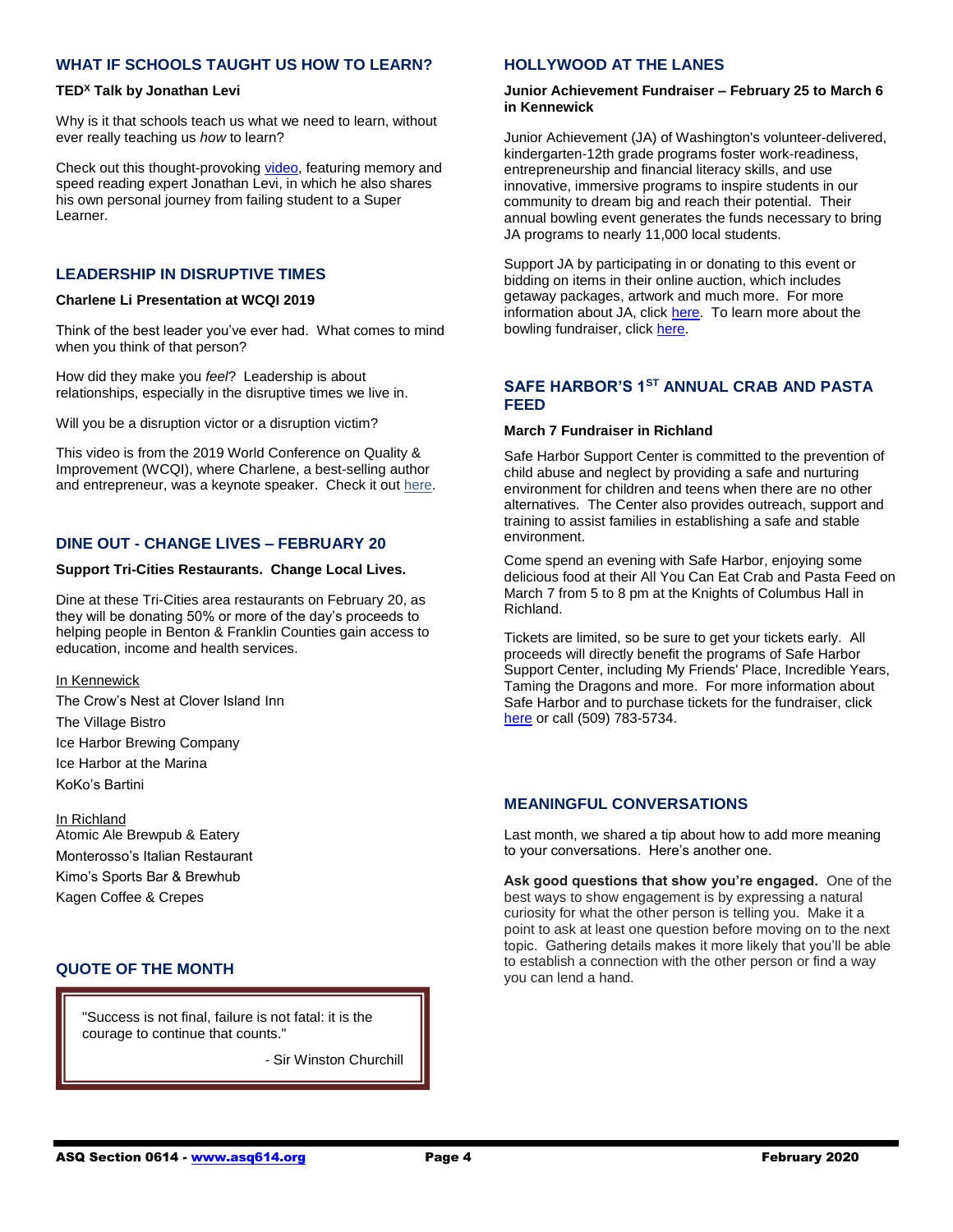## WHAT IF SCHOOLS TAUGHT US HOW TO LEARN?

**TEDx Talk by Jonathan Levi**

Why is it that schools teach us what we need to learn, without ever really teaching us *how* to learn?

Check out this thought-provoking video, featuring memory and speed reading expert Jonathan Levi, in which he also shares his own personal journey from failing student to a Super Learner.

## LEADERSHIP IN DISRUPTIVE TIMES

**Charlene Li Presentation at WCQI 2019**

Think of the best leader you've ever had. What comes to mind when you think of that person?

How did they make you *feel*? Leadership is about relationships, especially in the disruptive times we live in.

Will you be a disruption victor or a disruption victim?

This video is from the 2019 World Conference on Quality & Improvement (WCQI), where Charlene, a best-selling author and entrepreneur, was a keynote speaker. Check it out here.

## DINE OUT - CHANGE LIVES – FEBRUARY 20

**Support Tri-Cities Restaurants. Change Local Lives.**

Dine at these Tri-Cities area restaurants on February 20, as they will be donating 50% or more of the day's proceeds to helping people in Benton & Franklin Counties gain access to education, income and health services.

In Kennewick

The Crow's Nest at Clover Island Inn
The Village Bistro
Ice Harbor Brewing Company
Ice Harbor at the Marina
KoKo's Bartini

In Richland

Atomic Ale Brewpub & Eatery
Monterosso's Italian Restaurant
Kimo's Sports Bar & Brewhub
Kagen Coffee & Crepes

## QUOTE OF THE MONTH

> "Success is not final, failure is not fatal: it is the courage to continue that counts."
>
> - Sir Winston Churchill

## HOLLYWOOD AT THE LANES

**Junior Achievement Fundraiser – February 25 to March 6 in Kennewick**

Junior Achievement (JA) of Washington's volunteer-delivered, kindergarten-12th grade programs foster work-readiness, entrepreneurship and financial literacy skills, and use innovative, immersive programs to inspire students in our community to dream big and reach their potential. Their annual bowling event generates the funds necessary to bring JA programs to nearly 11,000 local students.

Support JA by participating in or donating to this event or bidding on items in their online auction, which includes getaway packages, artwork and much more. For more information about JA, click here. To learn more about the bowling fundraiser, click here.

## SAFE HARBOR'S 1ST ANNUAL CRAB AND PASTA FEED

**March 7 Fundraiser in Richland**

Safe Harbor Support Center is committed to the prevention of child abuse and neglect by providing a safe and nurturing environment for children and teens when there are no other alternatives. The Center also provides outreach, support and training to assist families in establishing a safe and stable environment.

Come spend an evening with Safe Harbor, enjoying some delicious food at their All You Can Eat Crab and Pasta Feed on March 7 from 5 to 8 pm at the Knights of Columbus Hall in Richland.

Tickets are limited, so be sure to get your tickets early. All proceeds will directly benefit the programs of Safe Harbor Support Center, including My Friends' Place, Incredible Years, Taming the Dragons and more. For more information about Safe Harbor and to purchase tickets for the fundraiser, click here or call (509) 783-5734.

## MEANINGFUL CONVERSATIONS

Last month, we shared a tip about how to add more meaning to your conversations. Here's another one.

**Ask good questions that show you're engaged.** One of the best ways to show engagement is by expressing a natural curiosity for what the other person is telling you. Make it a point to ask at least one question before moving on to the next topic. Gathering details makes it more likely that you'll be able to establish a connection with the other person or find a way you can lend a hand.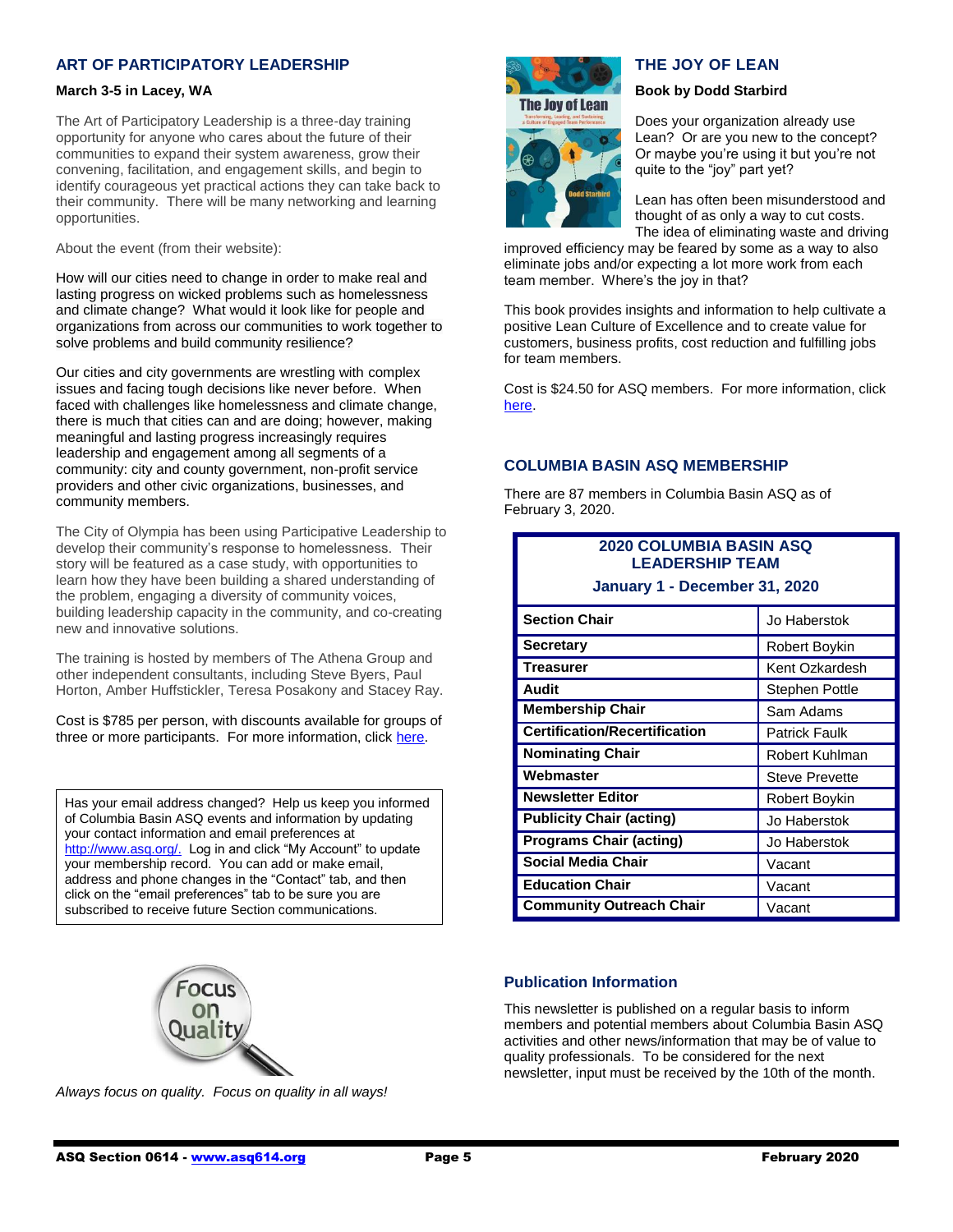## ART OF PARTICIPATORY LEADERSHIP

**March 3-5 in Lacey, WA**

The Art of Participatory Leadership is a three-day training opportunity for anyone who cares about the future of their communities to expand their system awareness, grow their convening, facilitation, and engagement skills, and begin to identify courageous yet practical actions they can take back to their community. There will be many networking and learning opportunities.

About the event (from their website):

How will our cities need to change in order to make real and lasting progress on wicked problems such as homelessness and climate change? What would it look like for people and organizations from across our communities to work together to solve problems and build community resilience?

Our cities and city governments are wrestling with complex issues and facing tough decisions like never before. When faced with challenges like homelessness and climate change, there is much that cities can and are doing; however, making meaningful and lasting progress increasingly requires leadership and engagement among all segments of a community: city and county government, non-profit service providers and other civic organizations, businesses, and community members.

The City of Olympia has been using Participative Leadership to develop their community's response to homelessness. Their story will be featured as a case study, with opportunities to learn how they have been building a shared understanding of the problem, engaging a diversity of community voices, building leadership capacity in the community, and co-creating new and innovative solutions.

The training is hosted by members of The Athena Group and other independent consultants, including Steve Byers, Paul Horton, Amber Huffstickler, Teresa Posakony and Stacey Ray.

Cost is $785 per person, with discounts available for groups of three or more participants. For more information, click here.

Has your email address changed? Help us keep you informed of Columbia Basin ASQ events and information by updating your contact information and email preferences at http://www.asq.org/. Log in and click "My Account" to update your membership record. You can add or make email, address and phone changes in the "Contact" tab, and then click on the "email preferences" tab to be sure you are subscribed to receive future Section communications.

*Always focus on quality. Focus on quality in all ways!*

## THE JOY OF LEAN

**Book by Dodd Starbird**

Does your organization already use Lean? Or are you new to the concept? Or maybe you're using it but you're not quite to the "joy" part yet?

Lean has often been misunderstood and thought of as only a way to cut costs. The idea of eliminating waste and driving improved efficiency may be feared by some as a way to also eliminate jobs and/or expecting a lot more work from each team member. Where's the joy in that?

This book provides insights and information to help cultivate a positive Lean Culture of Excellence and to create value for customers, business profits, cost reduction and fulfilling jobs for team members.

Cost is $24.50 for ASQ members. For more information, click here.

## COLUMBIA BASIN ASQ MEMBERSHIP

There are 87 members in Columbia Basin ASQ as of February 3, 2020.

**2020 COLUMBIA BASIN ASQ LEADERSHIP TEAM**

**January 1 - December 31, 2020**

| | |
|---|---|
| **Section Chair** | Jo Haberstok |
| **Secretary** | Robert Boykin |
| **Treasurer** | Kent Ozkardesh |
| **Audit** | Stephen Pottle |
| **Membership Chair** | Sam Adams |
| **Certification/Recertification** | Patrick Faulk |
| **Nominating Chair** | Robert Kuhlman |
| **Webmaster** | Steve Prevette |
| **Newsletter Editor** | Robert Boykin |
| **Publicity Chair (acting)** | Jo Haberstok |
| **Programs Chair (acting)** | Jo Haberstok |
| **Social Media Chair** | Vacant |
| **Education Chair** | Vacant |
| **Community Outreach Chair** | Vacant |

## Publication Information

This newsletter is published on a regular basis to inform members and potential members about Columbia Basin ASQ activities and other news/information that may be of value to quality professionals. To be considered for the next newsletter, input must be received by the 10th of the month.